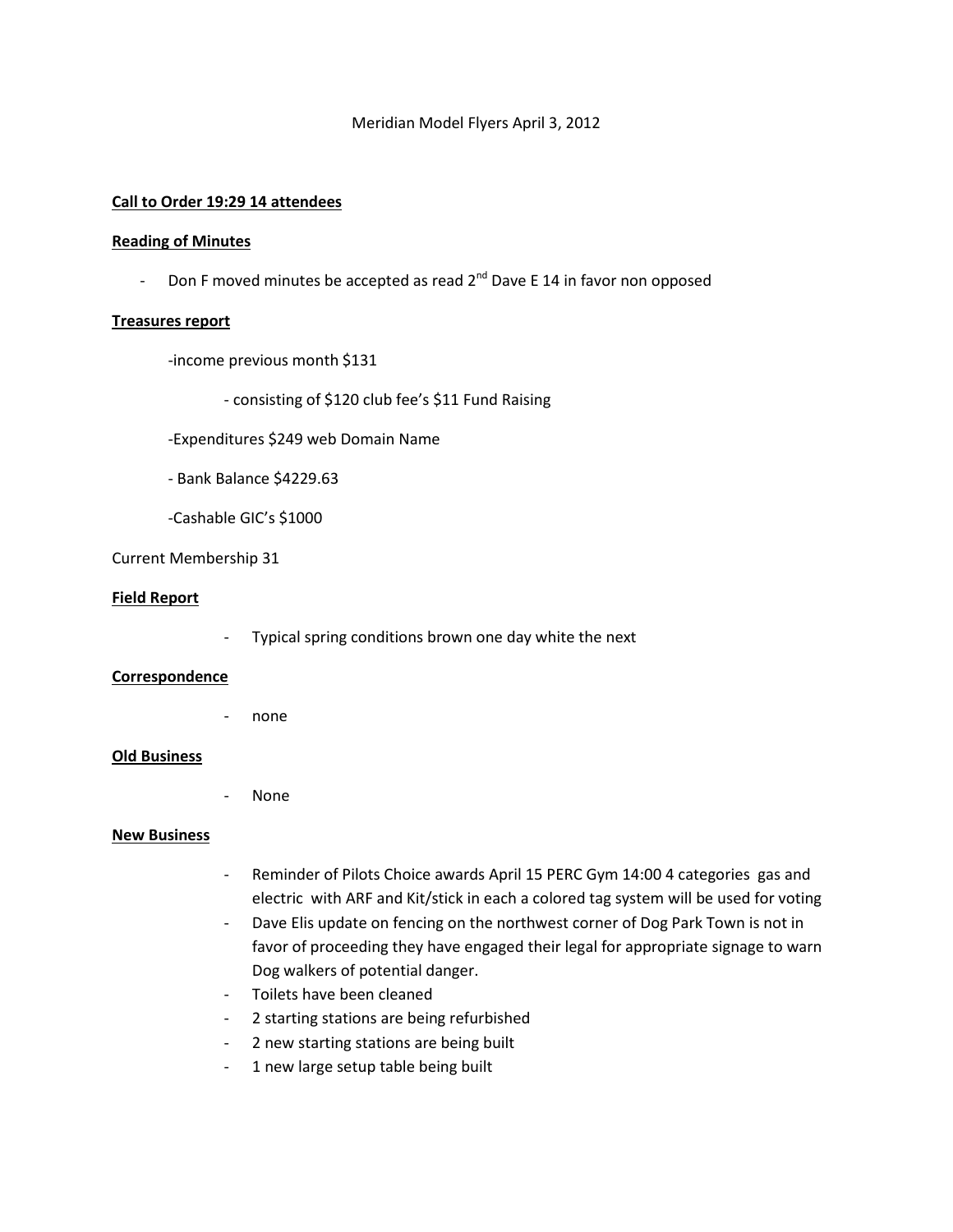Meridian Model Flyers April 3, 2012

**Call to Order 19:29 14 attendees**

**Reading of Minutes**

- Don F moved minutes be accepted as read 2nd Dave E 14 in favor non opposed

**Treasures report**

-income previous month $131

- consisting of $120 club fee's $11 Fund Raising

-Expenditures $249 web Domain Name

- Bank Balance $4229.63

-Cashable GIC's $1000

Current Membership 31

**Field Report**

- Typical spring conditions brown one day white the next

**Correspondence**

- none

**Old Business**

- None

**New Business**

- Reminder of Pilots Choice awards April 15 PERC Gym 14:00 4 categories gas and electric with ARF and Kit/stick in each a colored tag system will be used for voting
- Dave Elis update on fencing on the northwest corner of Dog Park Town is not in favor of proceeding they have engaged their legal for appropriate signage to warn Dog walkers of potential danger.
- Toilets have been cleaned
- 2 starting stations are being refurbished
- 2 new starting stations are being built
- 1 new large setup table being built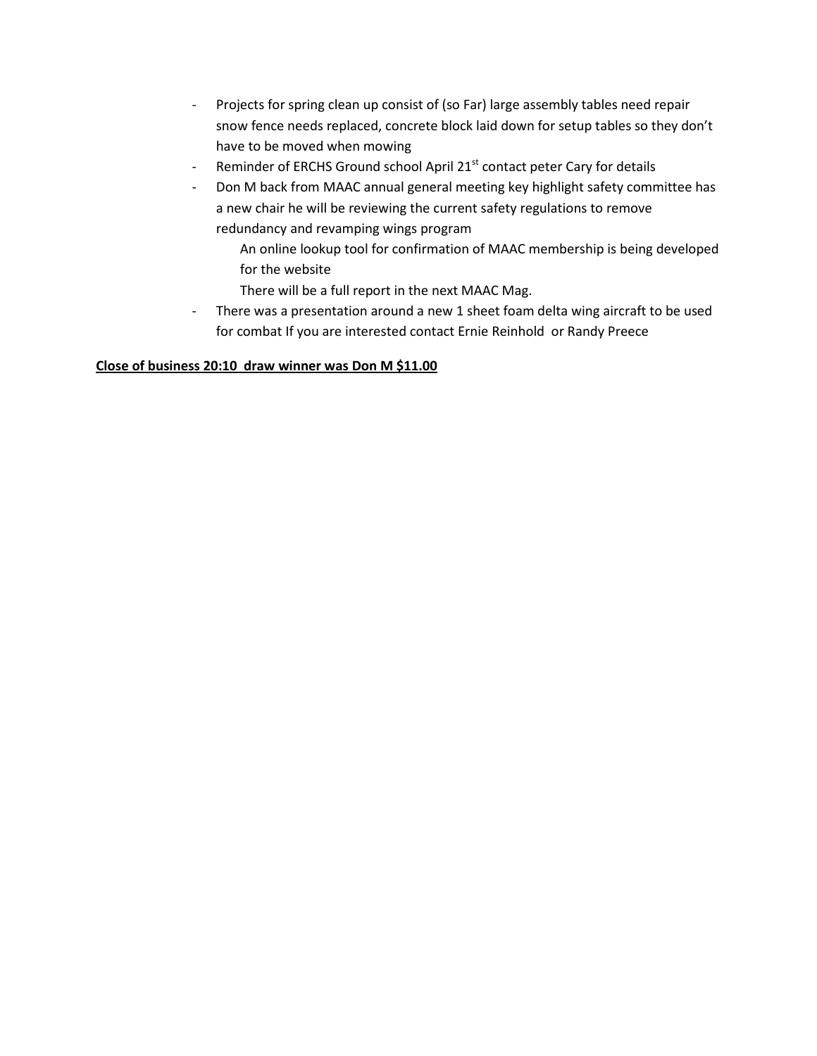- Projects for spring clean up consist of (so Far) large assembly tables need repair snow fence needs replaced, concrete block laid down for setup tables so they don't have to be moved when mowing
- Reminder of ERCHS Ground school April 21st contact peter Cary for details
- Don M back from MAAC annual general meeting key highlight safety committee has a new chair he will be reviewing the current safety regulations to remove redundancy and revamping wings program

  An online lookup tool for confirmation of MAAC membership is being developed for the website

  There will be a full report in the next MAAC Mag.
- There was a presentation around a new 1 sheet foam delta wing aircraft to be used for combat If you are interested contact Ernie Reinhold or Randy Preece

**Close of business 20:10 draw winner was Don M $11.00**